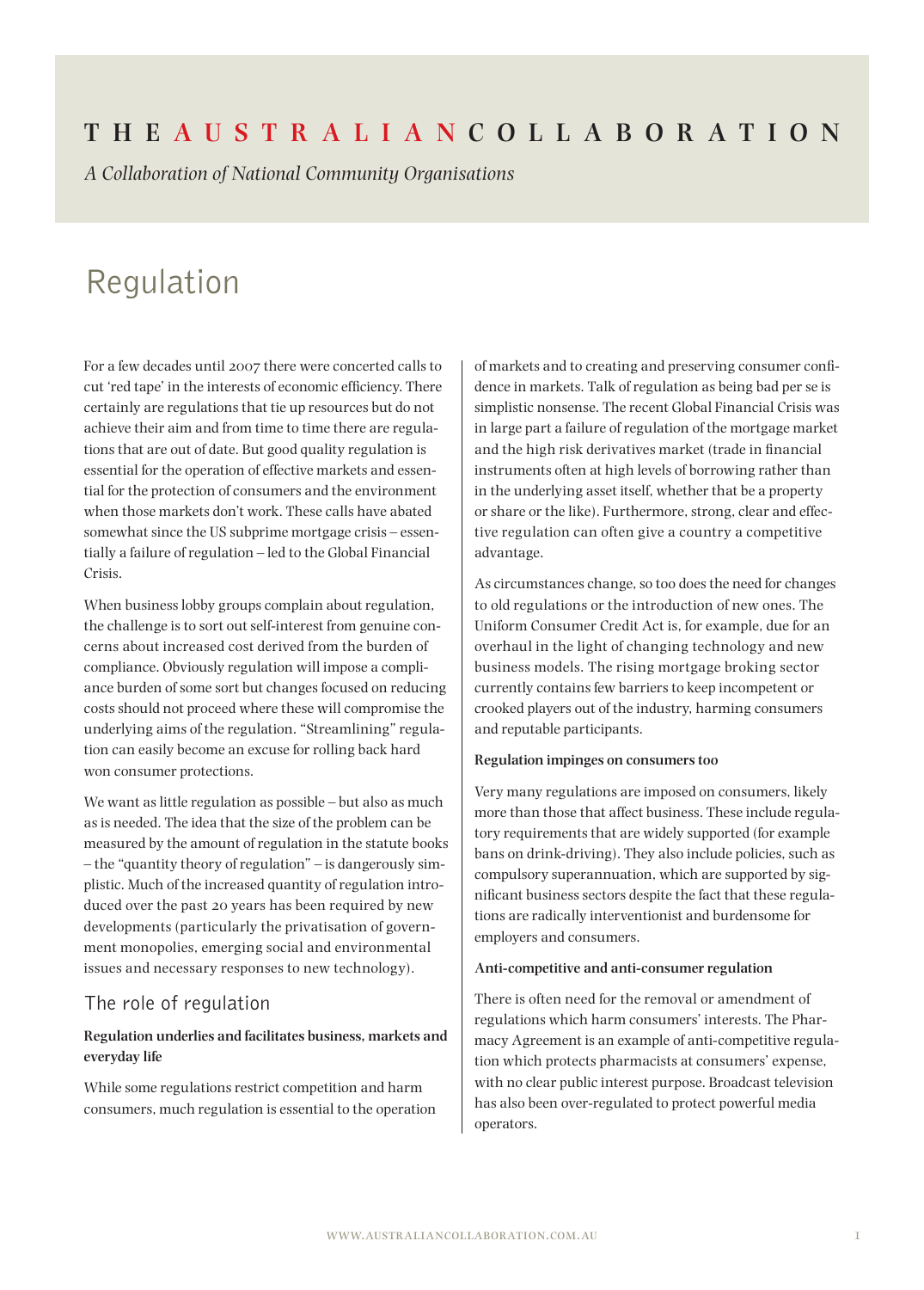# THE AUSTRALIAN COLLABORATION

*A Collaboration of National Community Organisations*

# Regulation

For a few decades until 2007 there were concerted calls to cut 'red tape' in the interests of economic efficiency. There certainly are regulations that tie up resources but do not achieve their aim and from time to time there are regulations that are out of date. But good quality regulation is essential for the operation of effective markets and essential for the protection of consumers and the environment when those markets don't work. These calls have abated somewhat since the US subprime mortgage crisis – essentially a failure of regulation – led to the Global Financial Crisis.

When business lobby groups complain about regulation, the challenge is to sort out self-interest from genuine concerns about increased cost derived from the burden of compliance. Obviously regulation will impose a compliance burden of some sort but changes focused on reducing costs should not proceed where these will compromise the underlying aims of the regulation. "Streamlining" regulation can easily become an excuse for rolling back hard won consumer protections.

We want as little regulation as possible – but also as much as is needed. The idea that the size of the problem can be measured by the amount of regulation in the statute books – the "quantity theory of regulation" – is dangerously simplistic. Much of the increased quantity of regulation introduced over the past 20 years has been required by new developments (particularly the privatisation of government monopolies, emerging social and environmental issues and necessary responses to new technology).

## The role of regulation

**Regulation underlies and facilitates business, markets and everyday life**

While some regulations restrict competition and harm consumers, much regulation is essential to the operation of markets and to creating and preserving consumer confidence in markets. Talk of regulation as being bad per se is simplistic nonsense. The recent Global Financial Crisis was in large part a failure of regulation of the mortgage market and the high risk derivatives market (trade in financial instruments often at high levels of borrowing rather than in the underlying asset itself, whether that be a property or share or the like). Furthermore, strong, clear and effective regulation can often give a country a competitive advantage.

As circumstances change, so too does the need for changes to old regulations or the introduction of new ones. The Uniform Consumer Credit Act is, for example, due for an overhaul in the light of changing technology and new business models. The rising mortgage broking sector currently contains few barriers to keep incompetent or crooked players out of the industry, harming consumers and reputable participants.

**Regulation impinges on consumers too**

Very many regulations are imposed on consumers, likely more than those that affect business. These include regulatory requirements that are widely supported (for example bans on drink-driving). They also include policies, such as compulsory superannuation, which are supported by significant business sectors despite the fact that these regulations are radically interventionist and burdensome for employers and consumers.

**Anti-competitive and anti-consumer regulation**

There is often need for the removal or amendment of regulations which harm consumers' interests. The Pharmacy Agreement is an example of anti-competitive regulation which protects pharmacists at consumers' expense, with no clear public interest purpose. Broadcast television has also been over-regulated to protect powerful media operators.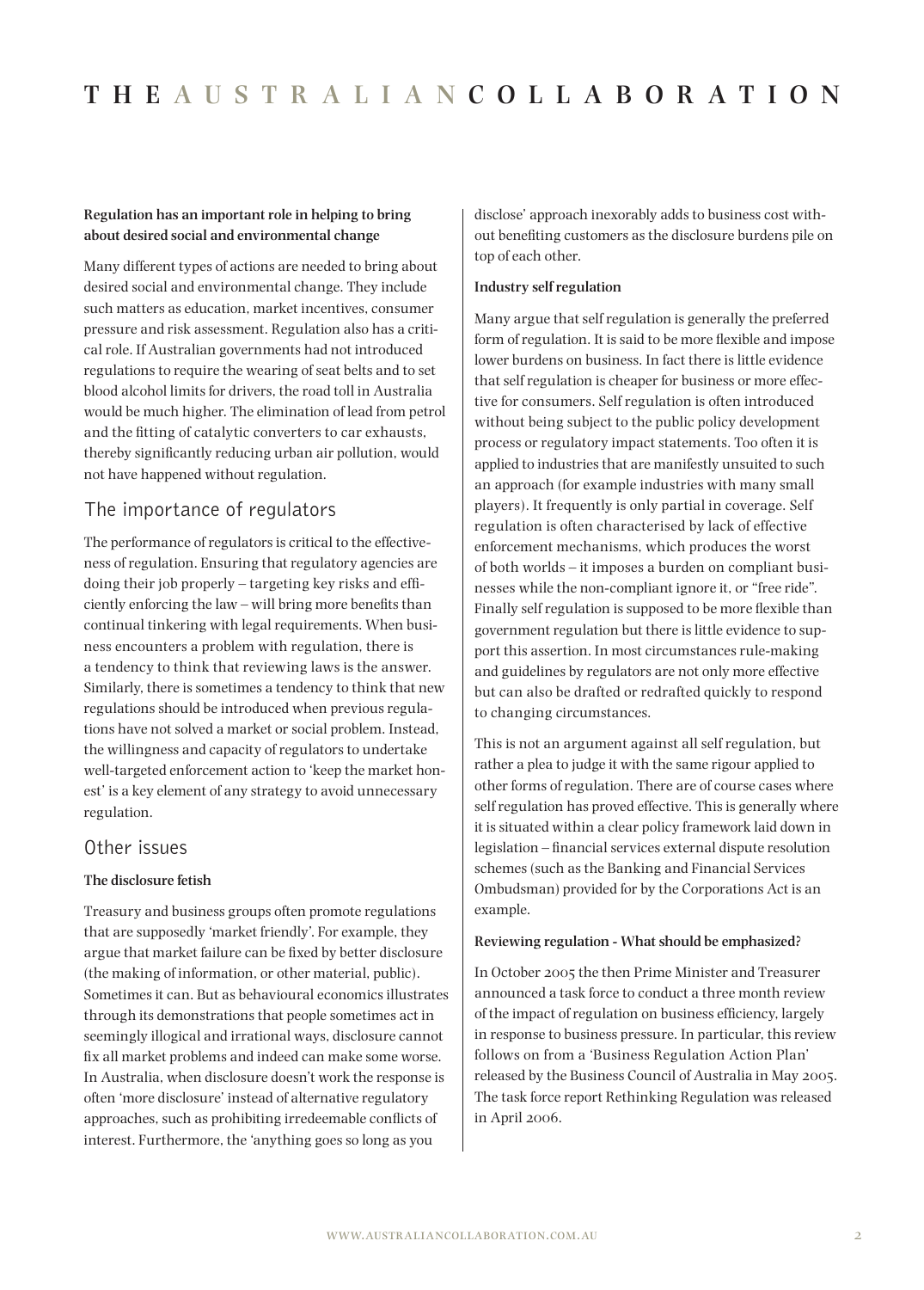**Regulation has an important role in helping to bring about desired social and environmental change**

Many different types of actions are needed to bring about desired social and environmental change. They include such matters as education, market incentives, consumer pressure and risk assessment. Regulation also has a critical role. If Australian governments had not introduced regulations to require the wearing of seat belts and to set blood alcohol limits for drivers, the road toll in Australia would be much higher. The elimination of lead from petrol and the fitting of catalytic converters to car exhausts, thereby significantly reducing urban air pollution, would not have happened without regulation.

## The importance of regulators

The performance of regulators is critical to the effectiveness of regulation. Ensuring that regulatory agencies are doing their job properly – targeting key risks and efficiently enforcing the law – will bring more benefits than continual tinkering with legal requirements. When business encounters a problem with regulation, there is a tendency to think that reviewing laws is the answer. Similarly, there is sometimes a tendency to think that new regulations should be introduced when previous regulations have not solved a market or social problem. Instead, the willingness and capacity of regulators to undertake well-targeted enforcement action to 'keep the market honest' is a key element of any strategy to avoid unnecessary regulation.

## Other issues

**The disclosure fetish**

Treasury and business groups often promote regulations that are supposedly 'market friendly'. For example, they argue that market failure can be fixed by better disclosure (the making of information, or other material, public). Sometimes it can. But as behavioural economics illustrates through its demonstrations that people sometimes act in seemingly illogical and irrational ways, disclosure cannot fix all market problems and indeed can make some worse. In Australia, when disclosure doesn't work the response is often 'more disclosure' instead of alternative regulatory approaches, such as prohibiting irredeemable conflicts of interest. Furthermore, the 'anything goes so long as you disclose' approach inexorably adds to business cost without benefiting customers as the disclosure burdens pile on top of each other.

**Industry self regulation**

Many argue that self regulation is generally the preferred form of regulation. It is said to be more flexible and impose lower burdens on business. In fact there is little evidence that self regulation is cheaper for business or more effective for consumers. Self regulation is often introduced without being subject to the public policy development process or regulatory impact statements. Too often it is applied to industries that are manifestly unsuited to such an approach (for example industries with many small players). It frequently is only partial in coverage. Self regulation is often characterised by lack of effective enforcement mechanisms, which produces the worst of both worlds – it imposes a burden on compliant businesses while the non-compliant ignore it, or "free ride". Finally self regulation is supposed to be more flexible than government regulation but there is little evidence to support this assertion. In most circumstances rule-making and guidelines by regulators are not only more effective but can also be drafted or redrafted quickly to respond to changing circumstances.

This is not an argument against all self regulation, but rather a plea to judge it with the same rigour applied to other forms of regulation. There are of course cases where self regulation has proved effective. This is generally where it is situated within a clear policy framework laid down in legislation – financial services external dispute resolution schemes (such as the Banking and Financial Services Ombudsman) provided for by the Corporations Act is an example.

**Reviewing regulation - What should be emphasized?**

In October 2005 the then Prime Minister and Treasurer announced a task force to conduct a three month review of the impact of regulation on business efficiency, largely in response to business pressure. In particular, this review follows on from a 'Business Regulation Action Plan' released by the Business Council of Australia in May 2005. The task force report Rethinking Regulation was released in April 2006.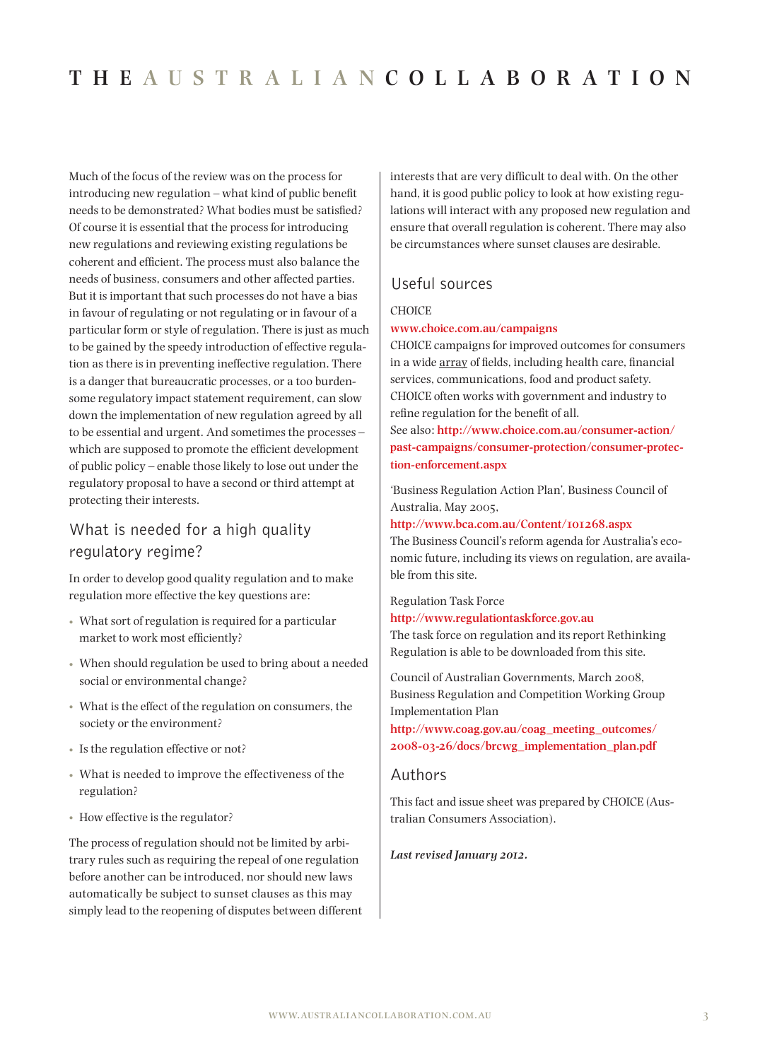Much of the focus of the review was on the process for introducing new regulation – what kind of public benefit needs to be demonstrated? What bodies must be satisfied? Of course it is essential that the process for introducing new regulations and reviewing existing regulations be coherent and efficient. The process must also balance the needs of business, consumers and other affected parties. But it is important that such processes do not have a bias in favour of regulating or not regulating or in favour of a particular form or style of regulation. There is just as much to be gained by the speedy introduction of effective regulation as there is in preventing ineffective regulation. There is a danger that bureaucratic processes, or a too burdensome regulatory impact statement requirement, can slow down the implementation of new regulation agreed by all to be essential and urgent. And sometimes the processes – which are supposed to promote the efficient development of public policy – enable those likely to lose out under the regulatory proposal to have a second or third attempt at protecting their interests.

## What is needed for a high quality regulatory regime?

In order to develop good quality regulation and to make regulation more effective the key questions are:

- What sort of regulation is required for a particular market to work most efficiently?
- When should regulation be used to bring about a needed social or environmental change?
- What is the effect of the regulation on consumers, the society or the environment?
- Is the regulation effective or not?
- What is needed to improve the effectiveness of the regulation?
- How effective is the regulator?

The process of regulation should not be limited by arbitrary rules such as requiring the repeal of one regulation before another can be introduced, nor should new laws automatically be subject to sunset clauses as this may simply lead to the reopening of disputes between different interests that are very difficult to deal with. On the other hand, it is good public policy to look at how existing regulations will interact with any proposed new regulation and ensure that overall regulation is coherent. There may also be circumstances where sunset clauses are desirable.

## Useful sources

CHOICE
**www.choice.com.au/campaigns**
CHOICE campaigns for improved outcomes for consumers in a wide array of fields, including health care, financial services, communications, food and product safety. CHOICE often works with government and industry to refine regulation for the benefit of all.
See also: **http://www.choice.com.au/consumer-action/past-campaigns/consumer-protection/consumer-protection-enforcement.aspx**

'Business Regulation Action Plan', Business Council of Australia, May 2005,
**http://www.bca.com.au/Content/101268.aspx**
The Business Council's reform agenda for Australia's economic future, including its views on regulation, are available from this site.

Regulation Task Force
**http://www.regulationtaskforce.gov.au**
The task force on regulation and its report Rethinking Regulation is able to be downloaded from this site.

Council of Australian Governments, March 2008, Business Regulation and Competition Working Group Implementation Plan
**http://www.coag.gov.au/coag_meeting_outcomes/2008-03-26/docs/brcwg_implementation_plan.pdf**

## Authors

This fact and issue sheet was prepared by CHOICE (Australian Consumers Association).

***Last revised January 2012.***